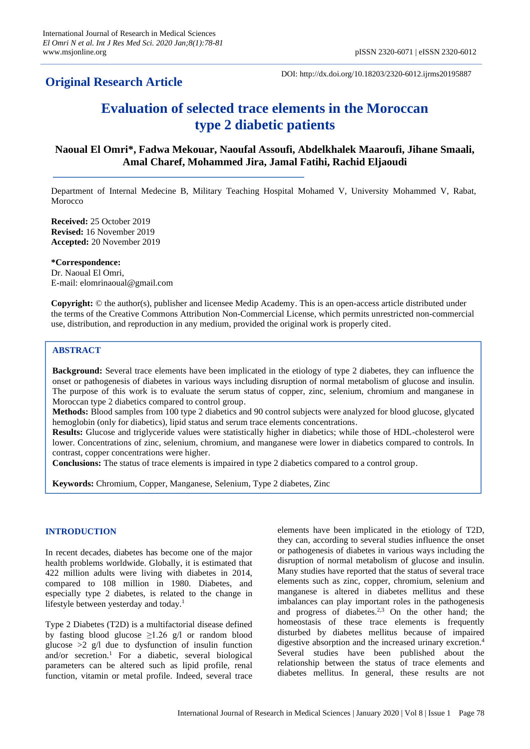**Original Research Article**

DOI: http://dx.doi.org/10.18203/2320-6012.ijrms20195887

# Evaluation of selected trace elements in the Moroccan type 2 diabetic patients

**Naoual El Omri\*, Fadwa Mekouar, Naoufal Assoufi, Abdelkhalek Maaroufi, Jihane Smaali, Amal Charef, Mohammed Jira, Jamal Fatihi, Rachid Eljaoudi**

Department of Internal Medecine B, Military Teaching Hospital Mohamed V, University Mohammed V, Rabat, Morocco

**Received:** 25 October 2019
**Revised:** 16 November 2019
**Accepted:** 20 November 2019

**\*Correspondence:**
Dr. Naoual El Omri,
E-mail: elomrinaoual@gmail.com

**Copyright:** © the author(s), publisher and licensee Medip Academy. This is an open-access article distributed under the terms of the Creative Commons Attribution Non-Commercial License, which permits unrestricted non-commercial use, distribution, and reproduction in any medium, provided the original work is properly cited.

## ABSTRACT

**Background:** Several trace elements have been implicated in the etiology of type 2 diabetes, they can influence the onset or pathogenesis of diabetes in various ways including disruption of normal metabolism of glucose and insulin. The purpose of this work is to evaluate the serum status of copper, zinc, selenium, chromium and manganese in Moroccan type 2 diabetics compared to control group.

**Methods:** Blood samples from 100 type 2 diabetics and 90 control subjects were analyzed for blood glucose, glycated hemoglobin (only for diabetics), lipid status and serum trace elements concentrations.

**Results:** Glucose and triglyceride values were statistically higher in diabetics; while those of HDL-cholesterol were lower. Concentrations of zinc, selenium, chromium, and manganese were lower in diabetics compared to controls. In contrast, copper concentrations were higher.

**Conclusions:** The status of trace elements is impaired in type 2 diabetics compared to a control group.

**Keywords:** Chromium, Copper, Manganese, Selenium, Type 2 diabetes, Zinc

## INTRODUCTION

In recent decades, diabetes has become one of the major health problems worldwide. Globally, it is estimated that 422 million adults were living with diabetes in 2014, compared to 108 million in 1980. Diabetes, and especially type 2 diabetes, is related to the change in lifestyle between yesterday and today.[1]

Type 2 Diabetes (T2D) is a multifactorial disease defined by fasting blood glucose ≥1.26 g/l or random blood glucose >2 g/l due to dysfunction of insulin function and/or secretion.[1] For a diabetic, several biological parameters can be altered such as lipid profile, renal function, vitamin or metal profile. Indeed, several trace elements have been implicated in the etiology of T2D, they can, according to several studies influence the onset or pathogenesis of diabetes in various ways including the disruption of normal metabolism of glucose and insulin. Many studies have reported that the status of several trace elements such as zinc, copper, chromium, selenium and manganese is altered in diabetes mellitus and these imbalances can play important roles in the pathogenesis and progress of diabetes.[2,3] On the other hand; the homeostasis of these trace elements is frequently disturbed by diabetes mellitus because of impaired digestive absorption and the increased urinary excretion.[4] Several studies have been published about the relationship between the status of trace elements and diabetes mellitus. In general, these results are not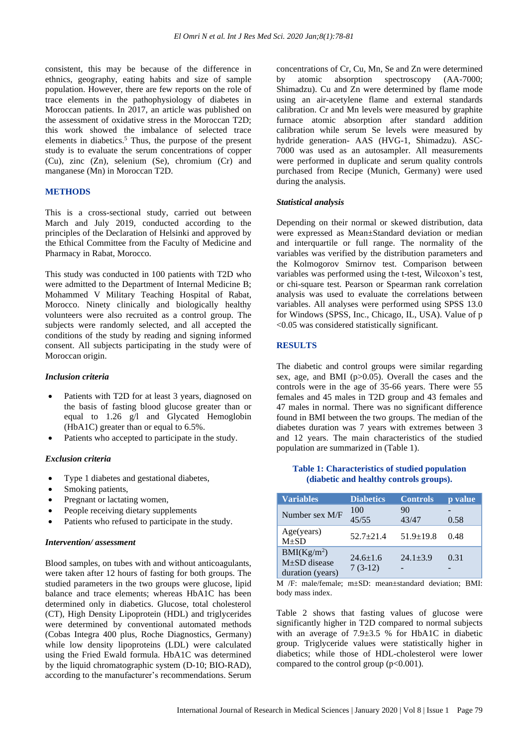consistent, this may be because of the difference in ethnics, geography, eating habits and size of sample population. However, there are few reports on the role of trace elements in the pathophysiology of diabetes in Moroccan patients. In 2017, an article was published on the assessment of oxidative stress in the Moroccan T2D; this work showed the imbalance of selected trace elements in diabetics.[5] Thus, the purpose of the present study is to evaluate the serum concentrations of copper (Cu), zinc (Zn), selenium (Se), chromium (Cr) and manganese (Mn) in Moroccan T2D.

## METHODS

This is a cross-sectional study, carried out between March and July 2019, conducted according to the principles of the Declaration of Helsinki and approved by the Ethical Committee from the Faculty of Medicine and Pharmacy in Rabat, Morocco.

This study was conducted in 100 patients with T2D who were admitted to the Department of Internal Medicine B; Mohammed V Military Teaching Hospital of Rabat, Morocco. Ninety clinically and biologically healthy volunteers were also recruited as a control group. The subjects were randomly selected, and all accepted the conditions of the study by reading and signing informed consent. All subjects participating in the study were of Moroccan origin.

### *Inclusion criteria*

- Patients with T2D for at least 3 years, diagnosed on the basis of fasting blood glucose greater than or equal to 1.26 g/l and Glycated Hemoglobin (HbA1C) greater than or equal to 6.5%.
- Patients who accepted to participate in the study.

### *Exclusion criteria*

- Type 1 diabetes and gestational diabetes,
- Smoking patients,
- Pregnant or lactating women,
- People receiving dietary supplements
- Patients who refused to participate in the study.

### *Intervention/ assessment*

Blood samples, on tubes with and without anticoagulants, were taken after 12 hours of fasting for both groups. The studied parameters in the two groups were glucose, lipid balance and trace elements; whereas HbA1C has been determined only in diabetics. Glucose, total cholesterol (CT), High Density Lipoprotein (HDL) and triglycerides were determined by conventional automated methods (Cobas Integra 400 plus, Roche Diagnostics, Germany) while low density lipoproteins (LDL) were calculated using the Fried Ewald formula. HbA1C was determined by the liquid chromatographic system (D-10; BIO-RAD), according to the manufacturer's recommendations. Serum concentrations of Cr, Cu, Mn, Se and Zn were determined by atomic absorption spectroscopy (AA-7000; Shimadzu). Cu and Zn were determined by flame mode using an air-acetylene flame and external standards calibration. Cr and Mn levels were measured by graphite furnace atomic absorption after standard addition calibration while serum Se levels were measured by hydride generation- AAS (HVG-1, Shimadzu). ASC-7000 was used as an autosampler. All measurements were performed in duplicate and serum quality controls purchased from Recipe (Munich, Germany) were used during the analysis.

### *Statistical analysis*

Depending on their normal or skewed distribution, data were expressed as Mean±Standard deviation or median and interquartile or full range. The normality of the variables was verified by the distribution parameters and the Kolmogorov Smirnov test. Comparison between variables was performed using the t-test, Wilcoxon's test, or chi-square test. Pearson or Spearman rank correlation analysis was used to evaluate the correlations between variables. All analyses were performed using SPSS 13.0 for Windows (SPSS, Inc., Chicago, IL, USA). Value of p <0.05 was considered statistically significant.

## RESULTS

The diabetic and control groups were similar regarding sex, age, and BMI (p>0.05). Overall the cases and the controls were in the age of 35-66 years. There were 55 females and 45 males in T2D group and 43 females and 47 males in normal. There was no significant difference found in BMI between the two groups. The median of the diabetes duration was 7 years with extremes between 3 and 12 years. The main characteristics of the studied population are summarized in (Table 1).

**Table 1: Characteristics of studied population (diabetic and healthy controls groups).**

| Variables | Diabetics | Controls | p value |
|---|---|---|---|
| Number sex M/F | 100<br>45/55 | 90<br>43/47 | -<br>0.58 |
| Age(years) M±SD | 52.7±21.4 | 51.9±19.8 | 0.48 |
| BMI(Kg/m$^2$) M±SD disease duration (years) | 24.6±1.6<br>7 (3-12) | 24.1±3.9<br>- | 0.31<br>- |

M /F: male/female; m±SD: mean±standard deviation; BMI: body mass index.

Table 2 shows that fasting values of glucose were significantly higher in T2D compared to normal subjects with an average of 7.9±3.5 % for HbA1C in diabetic group. Triglyceride values were statistically higher in diabetics; while those of HDL-cholesterol were lower compared to the control group (p<0.001).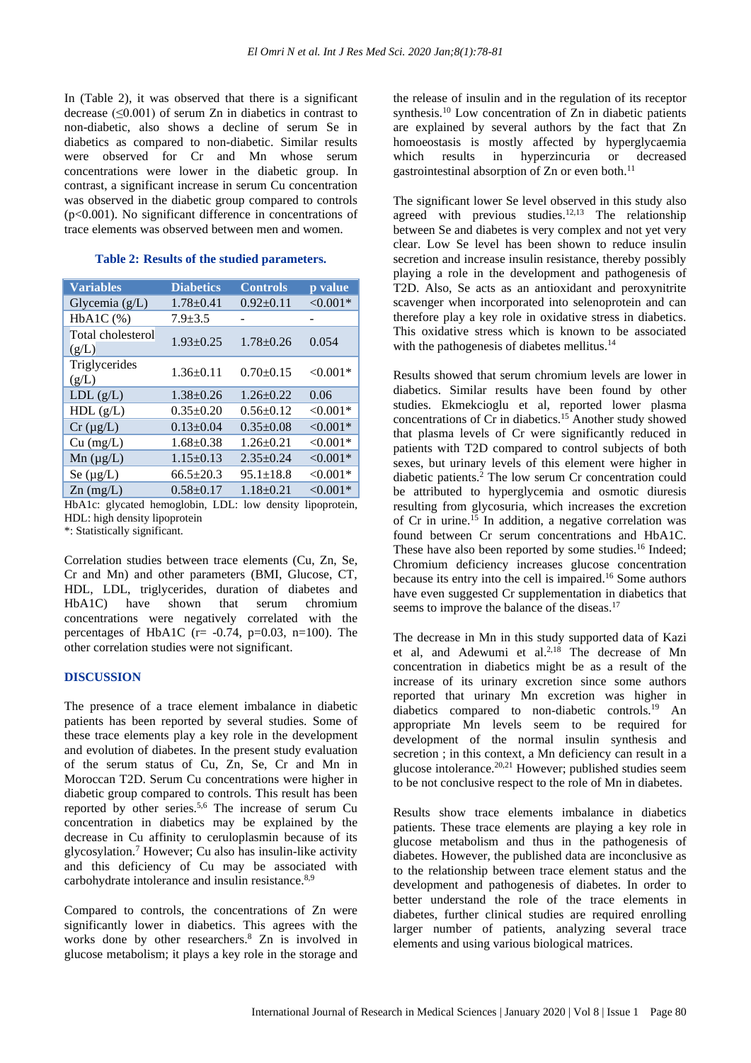In (Table 2), it was observed that there is a significant decrease (≤0.001) of serum Zn in diabetics in contrast to non-diabetic, also shows a decline of serum Se in diabetics as compared to non-diabetic. Similar results were observed for Cr and Mn whose serum concentrations were lower in the diabetic group. In contrast, a significant increase in serum Cu concentration was observed in the diabetic group compared to controls ($p<0.001$). No significant difference in concentrations of trace elements was observed between men and women.

**Table 2: Results of the studied parameters.**

| Variables | Diabetics | Controls | p value |
|---|---|---|---|
| Glycemia (g/L) | 1.78±0.41 | 0.92±0.11 | <0.001* |
| HbA1C (%) | 7.9±3.5 | - | - |
| Total cholesterol (g/L) | 1.93±0.25 | 1.78±0.26 | 0.054 |
| Triglycerides (g/L) | 1.36±0.11 | 0.70±0.15 | <0.001* |
| LDL (g/L) | 1.38±0.26 | 1.26±0.22 | 0.06 |
| HDL (g/L) | 0.35±0.20 | 0.56±0.12 | <0.001* |
| Cr (µg/L) | 0.13±0.04 | 0.35±0.08 | <0.001* |
| Cu (mg/L) | 1.68±0.38 | 1.26±0.21 | <0.001* |
| Mn (µg/L) | 1.15±0.13 | 2.35±0.24 | <0.001* |
| Se (µg/L) | 66.5±20.3 | 95.1±18.8 | <0.001* |
| Zn (mg/L) | 0.58±0.17 | 1.18±0.21 | <0.001* |

HbA1c: glycated hemoglobin, LDL: low density lipoprotein, HDL: high density lipoprotein
*: Statistically significant.

Correlation studies between trace elements (Cu, Zn, Se, Cr and Mn) and other parameters (BMI, Glucose, CT, HDL, LDL, triglycerides, duration of diabetes and HbA1C) have shown that serum chromium concentrations were negatively correlated with the percentages of HbA1C ($r= -0.74$, $p=0.03$, $n=100$). The other correlation studies were not significant.

## DISCUSSION

The presence of a trace element imbalance in diabetic patients has been reported by several studies. Some of these trace elements play a key role in the development and evolution of diabetes. In the present study evaluation of the serum status of Cu, Zn, Se, Cr and Mn in Moroccan T2D. Serum Cu concentrations were higher in diabetic group compared to controls. This result has been reported by other series.[5,6] The increase of serum Cu concentration in diabetics may be explained by the decrease in Cu affinity to ceruloplasmin because of its glycosylation.[7] However; Cu also has insulin-like activity and this deficiency of Cu may be associated with carbohydrate intolerance and insulin resistance.[8,9]

Compared to controls, the concentrations of Zn were significantly lower in diabetics. This agrees with the works done by other researchers.[8] Zn is involved in glucose metabolism; it plays a key role in the storage and the release of insulin and in the regulation of its receptor synthesis.[10] Low concentration of Zn in diabetic patients are explained by several authors by the fact that Zn homoeostasis is mostly affected by hyperglycaemia which results in hyperzincuria or decreased gastrointestinal absorption of Zn or even both.[11]

The significant lower Se level observed in this study also agreed with previous studies.[12,13] The relationship between Se and diabetes is very complex and not yet very clear. Low Se level has been shown to reduce insulin secretion and increase insulin resistance, thereby possibly playing a role in the development and pathogenesis of T2D. Also, Se acts as an antioxidant and peroxynitrite scavenger when incorporated into selenoprotein and can therefore play a key role in oxidative stress in diabetics. This oxidative stress which is known to be associated with the pathogenesis of diabetes mellitus.[14]

Results showed that serum chromium levels are lower in diabetics. Similar results have been found by other studies. Ekmekcioglu et al, reported lower plasma concentrations of Cr in diabetics.[15] Another study showed that plasma levels of Cr were significantly reduced in patients with T2D compared to control subjects of both sexes, but urinary levels of this element were higher in diabetic patients.[2] The low serum Cr concentration could be attributed to hyperglycemia and osmotic diuresis resulting from glycosuria, which increases the excretion of Cr in urine.[15] In addition, a negative correlation was found between Cr serum concentrations and HbA1C. These have also been reported by some studies.[16] Indeed; Chromium deficiency increases glucose concentration because its entry into the cell is impaired.[16] Some authors have even suggested Cr supplementation in diabetics that seems to improve the balance of the diseas.[17]

The decrease in Mn in this study supported data of Kazi et al, and Adewumi et al.[2,18] The decrease of Mn concentration in diabetics might be as a result of the increase of its urinary excretion since some authors reported that urinary Mn excretion was higher in diabetics compared to non-diabetic controls.[19] An appropriate Mn levels seem to be required for development of the normal insulin synthesis and secretion ; in this context, a Mn deficiency can result in a glucose intolerance.[20,21] However; published studies seem to be not conclusive respect to the role of Mn in diabetes.

Results show trace elements imbalance in diabetics patients. These trace elements are playing a key role in glucose metabolism and thus in the pathogenesis of diabetes. However, the published data are inconclusive as to the relationship between trace element status and the development and pathogenesis of diabetes. In order to better understand the role of the trace elements in diabetes, further clinical studies are required enrolling larger number of patients, analyzing several trace elements and using various biological matrices.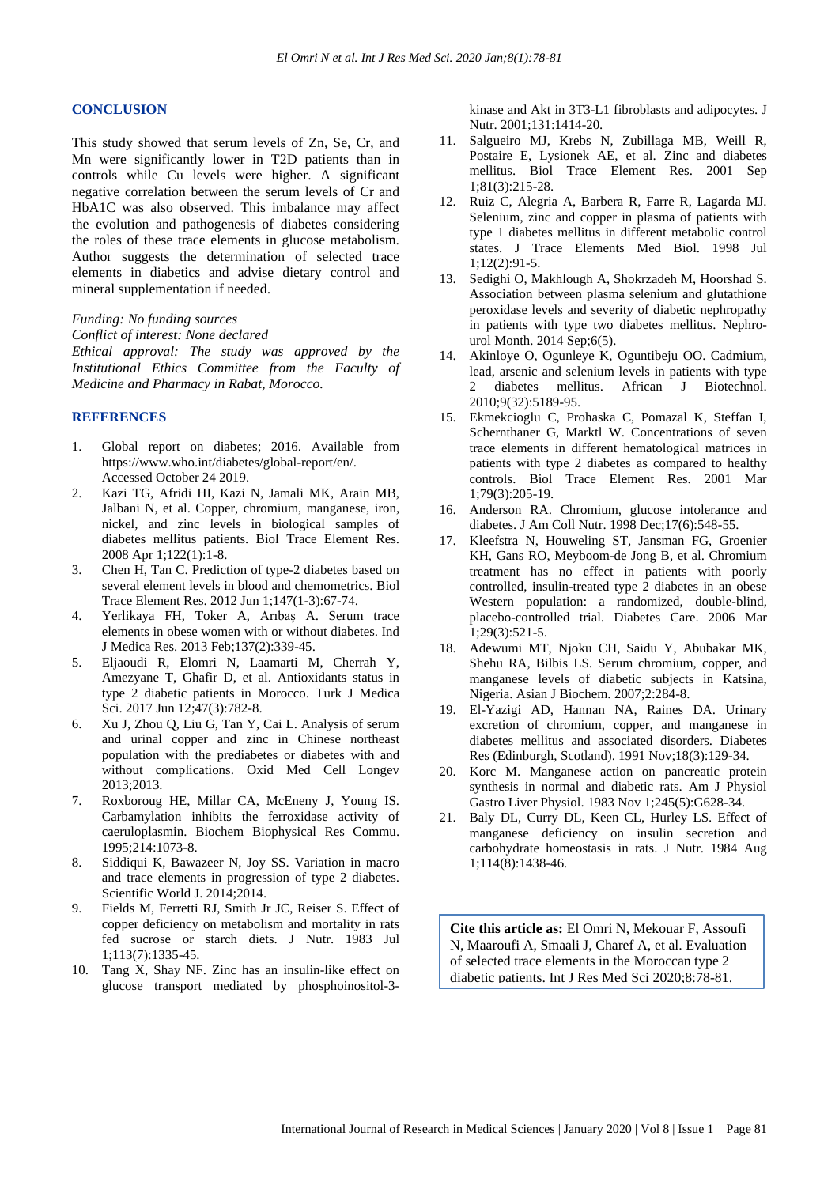## CONCLUSION

This study showed that serum levels of Zn, Se, Cr, and Mn were significantly lower in T2D patients than in controls while Cu levels were higher. A significant negative correlation between the serum levels of Cr and HbA1C was also observed. This imbalance may affect the evolution and pathogenesis of diabetes considering the roles of these trace elements in glucose metabolism. Author suggests the determination of selected trace elements in diabetics and advise dietary control and mineral supplementation if needed.

*Funding: No funding sources*
*Conflict of interest: None declared*
*Ethical approval: The study was approved by the Institutional Ethics Committee from the Faculty of Medicine and Pharmacy in Rabat, Morocco.*

## REFERENCES

1. Global report on diabetes; 2016. Available from https://www.who.int/diabetes/global-report/en/. Accessed October 24 2019.
2. Kazi TG, Afridi HI, Kazi N, Jamali MK, Arain MB, Jalbani N, et al. Copper, chromium, manganese, iron, nickel, and zinc levels in biological samples of diabetes mellitus patients. Biol Trace Element Res. 2008 Apr 1;122(1):1-8.
3. Chen H, Tan C. Prediction of type-2 diabetes based on several element levels in blood and chemometrics. Biol Trace Element Res. 2012 Jun 1;147(1-3):67-74.
4. Yerlikaya FH, Toker A, Arıbaş A. Serum trace elements in obese women with or without diabetes. Ind J Medica Res. 2013 Feb;137(2):339-45.
5. Eljaoudi R, Elomri N, Laamarti M, Cherrah Y, Amezyane T, Ghafir D, et al. Antioxidants status in type 2 diabetic patients in Morocco. Turk J Medica Sci. 2017 Jun 12;47(3):782-8.
6. Xu J, Zhou Q, Liu G, Tan Y, Cai L. Analysis of serum and urinal copper and zinc in Chinese northeast population with the prediabetes or diabetes with and without complications. Oxid Med Cell Longev 2013;2013.
7. Roxboroug HE, Millar CA, McEneny J, Young IS. Carbamylation inhibits the ferroxidase activity of caeruloplasmin. Biochem Biophysical Res Commu. 1995;214:1073-8.
8. Siddiqui K, Bawazeer N, Joy SS. Variation in macro and trace elements in progression of type 2 diabetes. Scientific World J. 2014;2014.
9. Fields M, Ferretti RJ, Smith Jr JC, Reiser S. Effect of copper deficiency on metabolism and mortality in rats fed sucrose or starch diets. J Nutr. 1983 Jul 1;113(7):1335-45.
10. Tang X, Shay NF. Zinc has an insulin-like effect on glucose transport mediated by phosphoinositol-3-kinase and Akt in 3T3-L1 fibroblasts and adipocytes. J Nutr. 2001;131:1414-20.
11. Salgueiro MJ, Krebs N, Zubillaga MB, Weill R, Postaire E, Lysionek AE, et al. Zinc and diabetes mellitus. Biol Trace Element Res. 2001 Sep 1;81(3):215-28.
12. Ruiz C, Alegria A, Barbera R, Farre R, Lagarda MJ. Selenium, zinc and copper in plasma of patients with type 1 diabetes mellitus in different metabolic control states. J Trace Elements Med Biol. 1998 Jul 1;12(2):91-5.
13. Sedighi O, Makhlough A, Shokrzadeh M, Hoorshad S. Association between plasma selenium and glutathione peroxidase levels and severity of diabetic nephropathy in patients with type two diabetes mellitus. Nephro-urol Month. 2014 Sep;6(5).
14. Akinloye O, Ogunleye K, Oguntibeju OO. Cadmium, lead, arsenic and selenium levels in patients with type 2 diabetes mellitus. African J Biotechnol. 2010;9(32):5189-95.
15. Ekmekcioglu C, Prohaska C, Pomazal K, Steffan I, Schernthaner G, Marktl W. Concentrations of seven trace elements in different hematological matrices in patients with type 2 diabetes as compared to healthy controls. Biol Trace Element Res. 2001 Mar 1;79(3):205-19.
16. Anderson RA. Chromium, glucose intolerance and diabetes. J Am Coll Nutr. 1998 Dec;17(6):548-55.
17. Kleefstra N, Houweling ST, Jansman FG, Groenier KH, Gans RO, Meyboom-de Jong B, et al. Chromium treatment has no effect in patients with poorly controlled, insulin-treated type 2 diabetes in an obese Western population: a randomized, double-blind, placebo-controlled trial. Diabetes Care. 2006 Mar 1;29(3):521-5.
18. Adewumi MT, Njoku CH, Saidu Y, Abubakar MK, Shehu RA, Bilbis LS. Serum chromium, copper, and manganese levels of diabetic subjects in Katsina, Nigeria. Asian J Biochem. 2007;2:284-8.
19. El-Yazigi AD, Hannan NA, Raines DA. Urinary excretion of chromium, copper, and manganese in diabetes mellitus and associated disorders. Diabetes Res (Edinburgh, Scotland). 1991 Nov;18(3):129-34.
20. Korc M. Manganese action on pancreatic protein synthesis in normal and diabetic rats. Am J Physiol Gastro Liver Physiol. 1983 Nov 1;245(5):G628-34.
21. Baly DL, Curry DL, Keen CL, Hurley LS. Effect of manganese deficiency on insulin secretion and carbohydrate homeostasis in rats. J Nutr. 1984 Aug 1;114(8):1438-46.

**Cite this article as:** El Omri N, Mekouar F, Assoufi N, Maaroufi A, Smaali J, Charef A, et al. Evaluation of selected trace elements in the Moroccan type 2 diabetic patients. Int J Res Med Sci 2020;8:78-81.